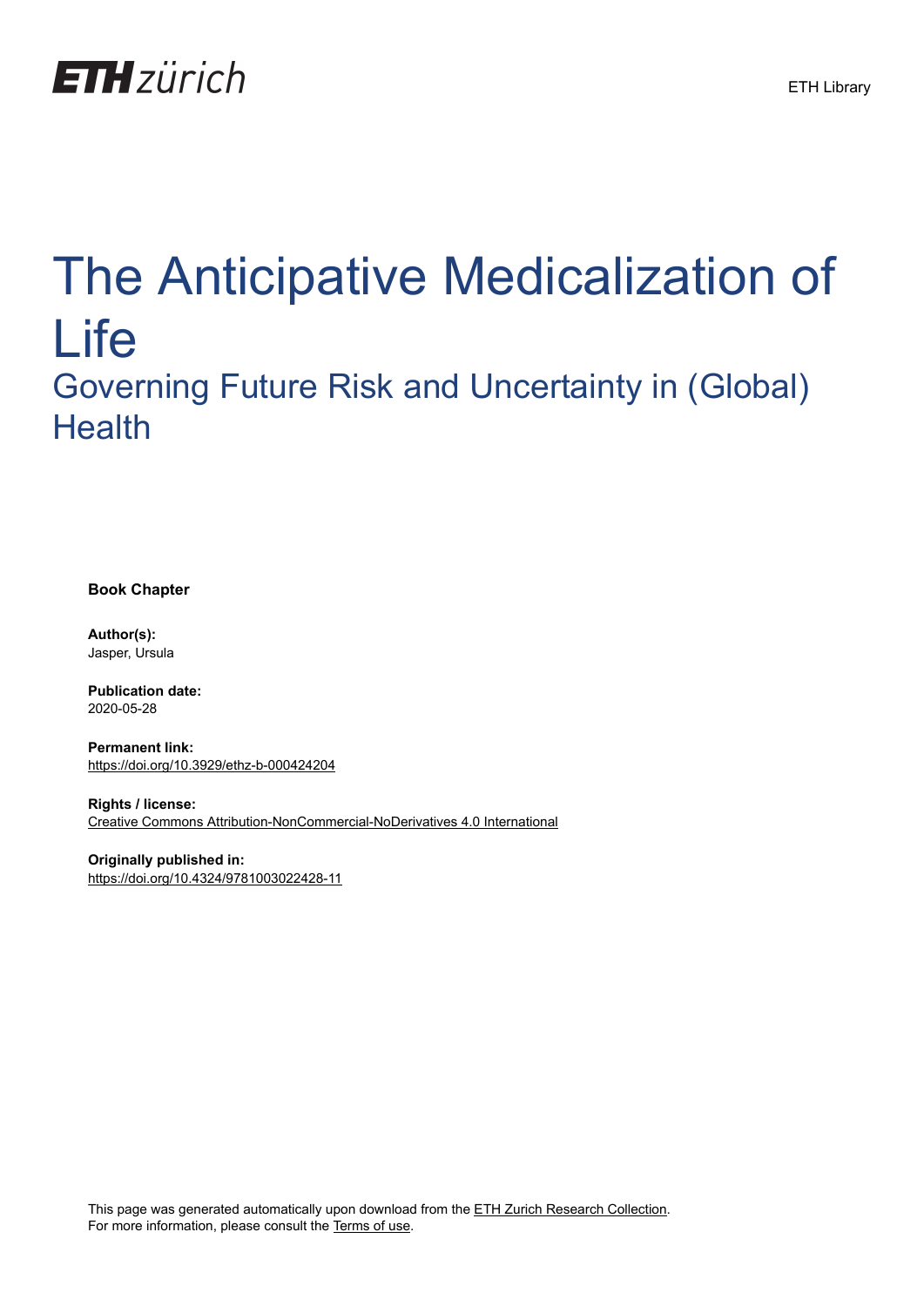ETH zürich

ETH Library

# The Anticipative Medicalization of Life

## Governing Future Risk and Uncertainty in (Global) Health

**Book Chapter**

**Author(s):**
Jasper, Ursula

**Publication date:**
2020-05-28

**Permanent link:**
https://doi.org/10.3929/ethz-b-000424204

**Rights / license:**
Creative Commons Attribution-NonCommercial-NoDerivatives 4.0 International

**Originally published in:**
https://doi.org/10.4324/9781003022428-11

This page was generated automatically upon download from the ETH Zurich Research Collection.
For more information, please consult the Terms of use.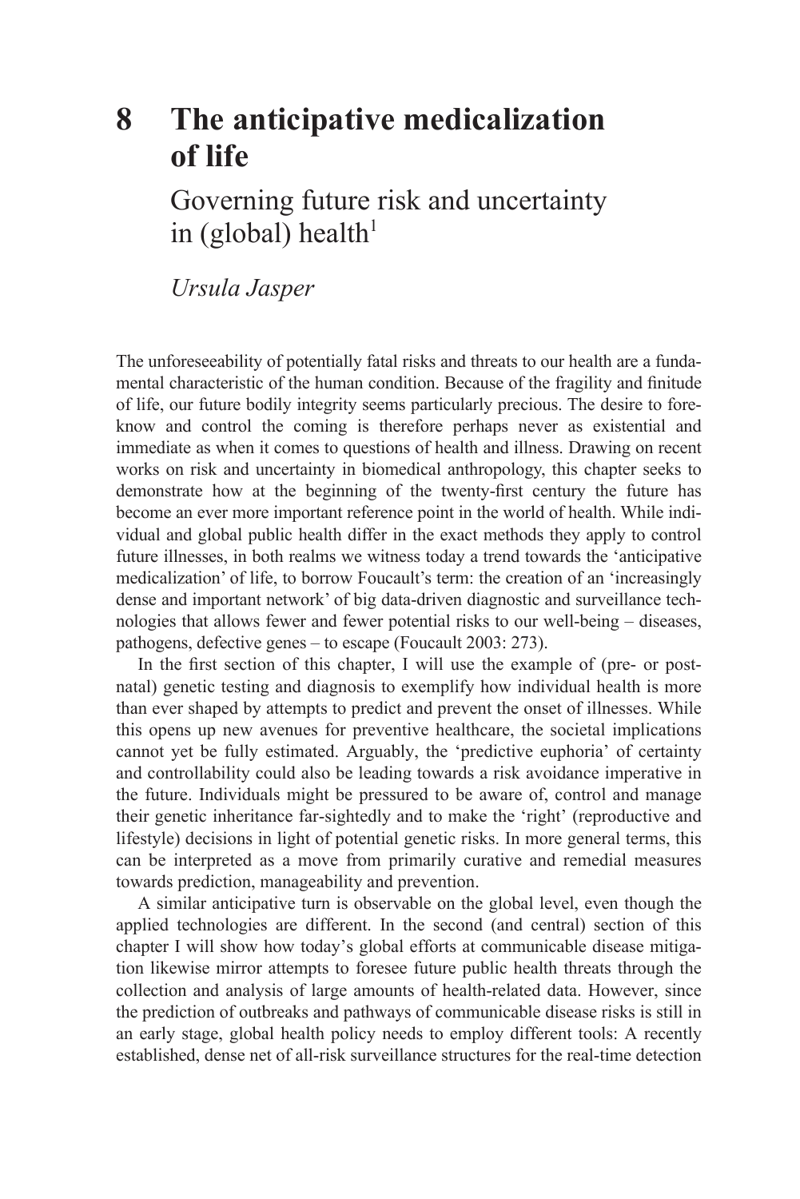# 8 The anticipative medicalization of life

## Governing future risk and uncertainty in (global) health[1]

*Ursula Jasper*

The unforeseeability of potentially fatal risks and threats to our health are a fundamental characteristic of the human condition. Because of the fragility and finitude of life, our future bodily integrity seems particularly precious. The desire to foreknow and control the coming is therefore perhaps never as existential and immediate as when it comes to questions of health and illness. Drawing on recent works on risk and uncertainty in biomedical anthropology, this chapter seeks to demonstrate how at the beginning of the twenty-first century the future has become an ever more important reference point in the world of health. While individual and global public health differ in the exact methods they apply to control future illnesses, in both realms we witness today a trend towards the 'anticipative medicalization' of life, to borrow Foucault's term: the creation of an 'increasingly dense and important network' of big data-driven diagnostic and surveillance technologies that allows fewer and fewer potential risks to our well-being – diseases, pathogens, defective genes – to escape (Foucault 2003: 273).

In the first section of this chapter, I will use the example of (pre- or postnatal) genetic testing and diagnosis to exemplify how individual health is more than ever shaped by attempts to predict and prevent the onset of illnesses. While this opens up new avenues for preventive healthcare, the societal implications cannot yet be fully estimated. Arguably, the 'predictive euphoria' of certainty and controllability could also be leading towards a risk avoidance imperative in the future. Individuals might be pressured to be aware of, control and manage their genetic inheritance far-sightedly and to make the 'right' (reproductive and lifestyle) decisions in light of potential genetic risks. In more general terms, this can be interpreted as a move from primarily curative and remedial measures towards prediction, manageability and prevention.

A similar anticipative turn is observable on the global level, even though the applied technologies are different. In the second (and central) section of this chapter I will show how today's global efforts at communicable disease mitigation likewise mirror attempts to foresee future public health threats through the collection and analysis of large amounts of health-related data. However, since the prediction of outbreaks and pathways of communicable disease risks is still in an early stage, global health policy needs to employ different tools: A recently established, dense net of all-risk surveillance structures for the real-time detection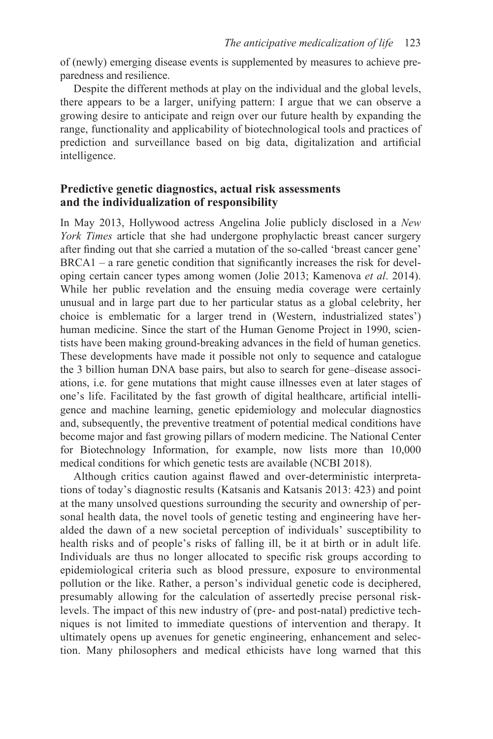of (newly) emerging disease events is supplemented by measures to achieve preparedness and resilience.

Despite the different methods at play on the individual and the global levels, there appears to be a larger, unifying pattern: I argue that we can observe a growing desire to anticipate and reign over our future health by expanding the range, functionality and applicability of biotechnological tools and practices of prediction and surveillance based on big data, digitalization and artificial intelligence.

## Predictive genetic diagnostics, actual risk assessments and the individualization of responsibility

In May 2013, Hollywood actress Angelina Jolie publicly disclosed in a *New York Times* article that she had undergone prophylactic breast cancer surgery after finding out that she carried a mutation of the so-called 'breast cancer gene' BRCA1 – a rare genetic condition that significantly increases the risk for developing certain cancer types among women (Jolie 2013; Kamenova *et al*. 2014). While her public revelation and the ensuing media coverage were certainly unusual and in large part due to her particular status as a global celebrity, her choice is emblematic for a larger trend in (Western, industrialized states') human medicine. Since the start of the Human Genome Project in 1990, scientists have been making ground-breaking advances in the field of human genetics. These developments have made it possible not only to sequence and catalogue the 3 billion human DNA base pairs, but also to search for gene–disease associations, i.e. for gene mutations that might cause illnesses even at later stages of one's life. Facilitated by the fast growth of digital healthcare, artificial intelligence and machine learning, genetic epidemiology and molecular diagnostics and, subsequently, the preventive treatment of potential medical conditions have become major and fast growing pillars of modern medicine. The National Center for Biotechnology Information, for example, now lists more than 10,000 medical conditions for which genetic tests are available (NCBI 2018).

Although critics caution against flawed and over-deterministic interpretations of today's diagnostic results (Katsanis and Katsanis 2013: 423) and point at the many unsolved questions surrounding the security and ownership of personal health data, the novel tools of genetic testing and engineering have heralded the dawn of a new societal perception of individuals' susceptibility to health risks and of people's risks of falling ill, be it at birth or in adult life. Individuals are thus no longer allocated to specific risk groups according to epidemiological criteria such as blood pressure, exposure to environmental pollution or the like. Rather, a person's individual genetic code is deciphered, presumably allowing for the calculation of assertedly precise personal risk-levels. The impact of this new industry of (pre- and post-natal) predictive techniques is not limited to immediate questions of intervention and therapy. It ultimately opens up avenues for genetic engineering, enhancement and selection. Many philosophers and medical ethicists have long warned that this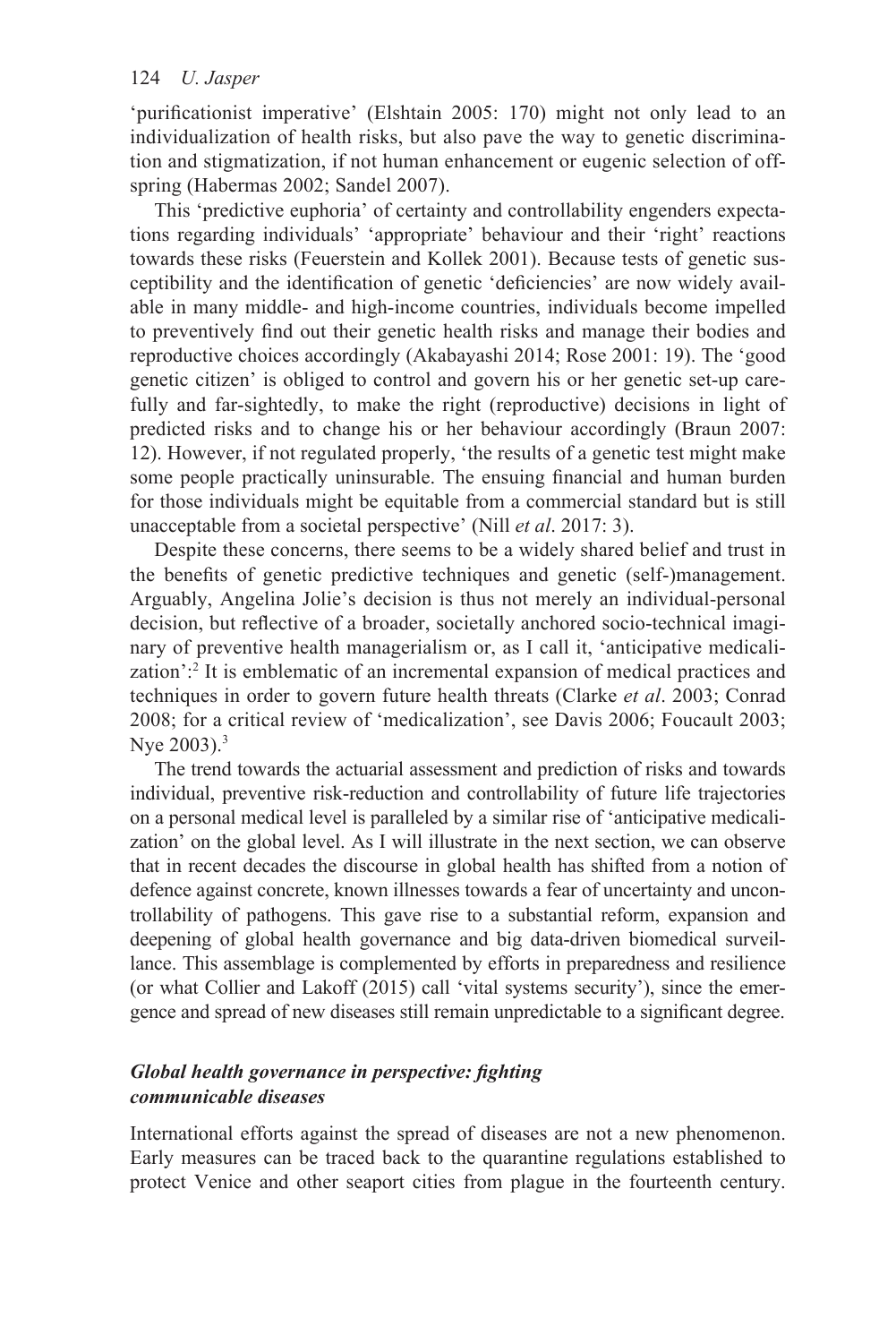'purificationist imperative' (Elshtain 2005: 170) might not only lead to an individualization of health risks, but also pave the way to genetic discrimination and stigmatization, if not human enhancement or eugenic selection of offspring (Habermas 2002; Sandel 2007).

This 'predictive euphoria' of certainty and controllability engenders expectations regarding individuals' 'appropriate' behaviour and their 'right' reactions towards these risks (Feuerstein and Kollek 2001). Because tests of genetic susceptibility and the identification of genetic 'deficiencies' are now widely available in many middle- and high-income countries, individuals become impelled to preventively find out their genetic health risks and manage their bodies and reproductive choices accordingly (Akabayashi 2014; Rose 2001: 19). The 'good genetic citizen' is obliged to control and govern his or her genetic set-up carefully and far-sightedly, to make the right (reproductive) decisions in light of predicted risks and to change his or her behaviour accordingly (Braun 2007: 12). However, if not regulated properly, 'the results of a genetic test might make some people practically uninsurable. The ensuing financial and human burden for those individuals might be equitable from a commercial standard but is still unacceptable from a societal perspective' (Nill *et al*. 2017: 3).

Despite these concerns, there seems to be a widely shared belief and trust in the benefits of genetic predictive techniques and genetic (self-)management. Arguably, Angelina Jolie's decision is thus not merely an individual-personal decision, but reflective of a broader, societally anchored socio-technical imaginary of preventive health managerialism or, as I call it, 'anticipative medicalization':[2] It is emblematic of an incremental expansion of medical practices and techniques in order to govern future health threats (Clarke *et al*. 2003; Conrad 2008; for a critical review of 'medicalization', see Davis 2006; Foucault 2003; Nye 2003).[3]

The trend towards the actuarial assessment and prediction of risks and towards individual, preventive risk-reduction and controllability of future life trajectories on a personal medical level is paralleled by a similar rise of 'anticipative medicalization' on the global level. As I will illustrate in the next section, we can observe that in recent decades the discourse in global health has shifted from a notion of defence against concrete, known illnesses towards a fear of uncertainty and uncontrollability of pathogens. This gave rise to a substantial reform, expansion and deepening of global health governance and big data-driven biomedical surveillance. This assemblage is complemented by efforts in preparedness and resilience (or what Collier and Lakoff (2015) call 'vital systems security'), since the emergence and spread of new diseases still remain unpredictable to a significant degree.

### *Global health governance in perspective: fighting communicable diseases*

International efforts against the spread of diseases are not a new phenomenon. Early measures can be traced back to the quarantine regulations established to protect Venice and other seaport cities from plague in the fourteenth century.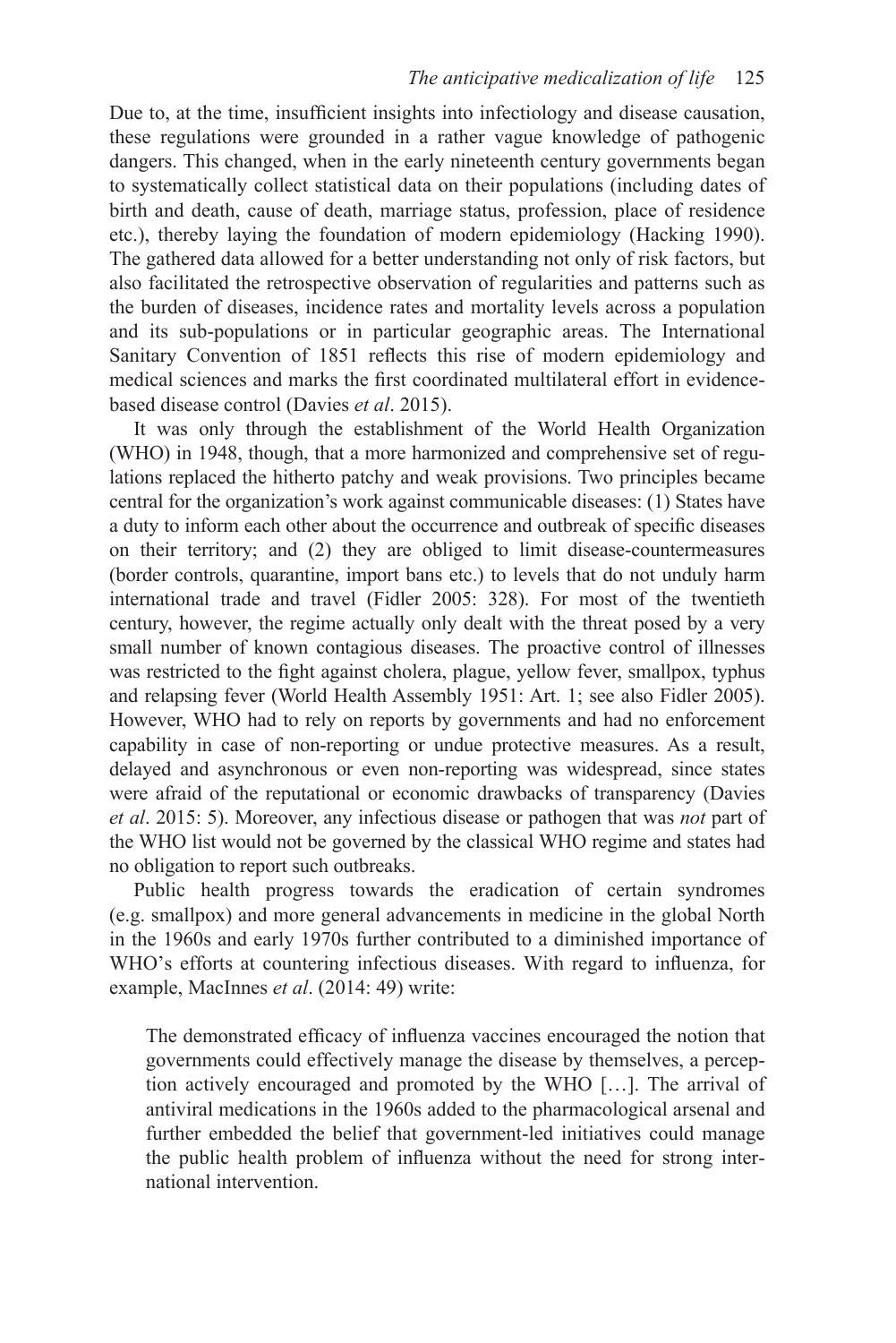Due to, at the time, insufficient insights into infectiology and disease causation, these regulations were grounded in a rather vague knowledge of pathogenic dangers. This changed, when in the early nineteenth century governments began to systematically collect statistical data on their populations (including dates of birth and death, cause of death, marriage status, profession, place of residence etc.), thereby laying the foundation of modern epidemiology (Hacking 1990). The gathered data allowed for a better understanding not only of risk factors, but also facilitated the retrospective observation of regularities and patterns such as the burden of diseases, incidence rates and mortality levels across a population and its sub-populations or in particular geographic areas. The International Sanitary Convention of 1851 reflects this rise of modern epidemiology and medical sciences and marks the first coordinated multilateral effort in evidence-based disease control (Davies *et al*. 2015).

It was only through the establishment of the World Health Organization (WHO) in 1948, though, that a more harmonized and comprehensive set of regulations replaced the hitherto patchy and weak provisions. Two principles became central for the organization's work against communicable diseases: (1) States have a duty to inform each other about the occurrence and outbreak of specific diseases on their territory; and (2) they are obliged to limit disease-countermeasures (border controls, quarantine, import bans etc.) to levels that do not unduly harm international trade and travel (Fidler 2005: 328). For most of the twentieth century, however, the regime actually only dealt with the threat posed by a very small number of known contagious diseases. The proactive control of illnesses was restricted to the fight against cholera, plague, yellow fever, smallpox, typhus and relapsing fever (World Health Assembly 1951: Art. 1; see also Fidler 2005). However, WHO had to rely on reports by governments and had no enforcement capability in case of non-reporting or undue protective measures. As a result, delayed and asynchronous or even non-reporting was widespread, since states were afraid of the reputational or economic drawbacks of transparency (Davies *et al*. 2015: 5). Moreover, any infectious disease or pathogen that was *not* part of the WHO list would not be governed by the classical WHO regime and states had no obligation to report such outbreaks.

Public health progress towards the eradication of certain syndromes (e.g. smallpox) and more general advancements in medicine in the global North in the 1960s and early 1970s further contributed to a diminished importance of WHO's efforts at countering infectious diseases. With regard to influenza, for example, MacInnes *et al*. (2014: 49) write:

> The demonstrated efficacy of influenza vaccines encouraged the notion that governments could effectively manage the disease by themselves, a perception actively encouraged and promoted by the WHO […]. The arrival of antiviral medications in the 1960s added to the pharmacological arsenal and further embedded the belief that government-led initiatives could manage the public health problem of influenza without the need for strong international intervention.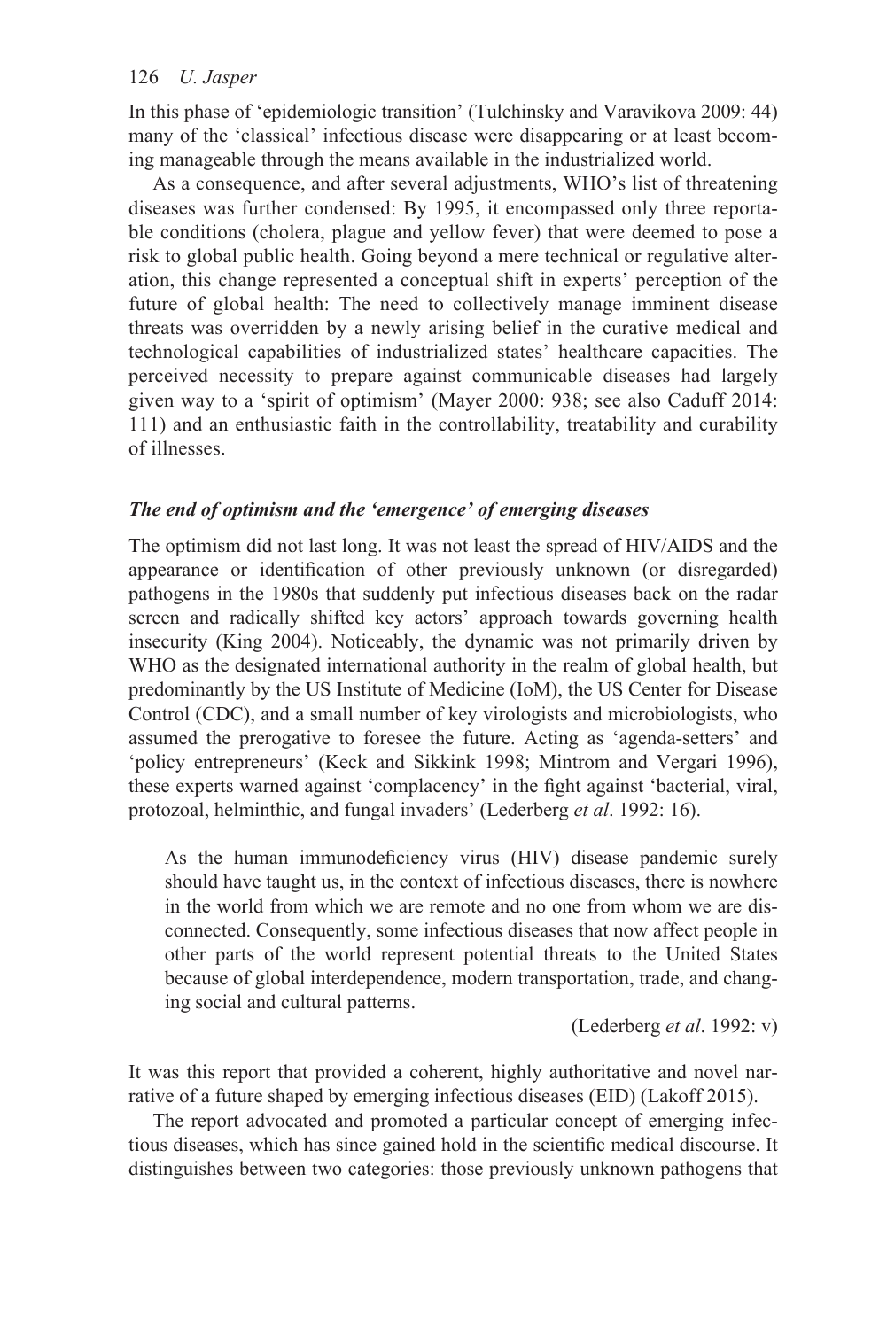In this phase of 'epidemiologic transition' (Tulchinsky and Varavikova 2009: 44) many of the 'classical' infectious disease were disappearing or at least becoming manageable through the means available in the industrialized world.

As a consequence, and after several adjustments, WHO's list of threatening diseases was further condensed: By 1995, it encompassed only three reportable conditions (cholera, plague and yellow fever) that were deemed to pose a risk to global public health. Going beyond a mere technical or regulative alteration, this change represented a conceptual shift in experts' perception of the future of global health: The need to collectively manage imminent disease threats was overridden by a newly arising belief in the curative medical and technological capabilities of industrialized states' healthcare capacities. The perceived necessity to prepare against communicable diseases had largely given way to a 'spirit of optimism' (Mayer 2000: 938; see also Caduff 2014: 111) and an enthusiastic faith in the controllability, treatability and curability of illnesses.

### *The end of optimism and the 'emergence' of emerging diseases*

The optimism did not last long. It was not least the spread of HIV/AIDS and the appearance or identification of other previously unknown (or disregarded) pathogens in the 1980s that suddenly put infectious diseases back on the radar screen and radically shifted key actors' approach towards governing health insecurity (King 2004). Noticeably, the dynamic was not primarily driven by WHO as the designated international authority in the realm of global health, but predominantly by the US Institute of Medicine (IoM), the US Center for Disease Control (CDC), and a small number of key virologists and microbiologists, who assumed the prerogative to foresee the future. Acting as 'agenda-setters' and 'policy entrepreneurs' (Keck and Sikkink 1998; Mintrom and Vergari 1996), these experts warned against 'complacency' in the fight against 'bacterial, viral, protozoal, helminthic, and fungal invaders' (Lederberg *et al*. 1992: 16).

> As the human immunodeficiency virus (HIV) disease pandemic surely should have taught us, in the context of infectious diseases, there is nowhere in the world from which we are remote and no one from whom we are disconnected. Consequently, some infectious diseases that now affect people in other parts of the world represent potential threats to the United States because of global interdependence, modern transportation, trade, and changing social and cultural patterns.
>
> (Lederberg *et al*. 1992: v)

It was this report that provided a coherent, highly authoritative and novel narrative of a future shaped by emerging infectious diseases (EID) (Lakoff 2015).

The report advocated and promoted a particular concept of emerging infectious diseases, which has since gained hold in the scientific medical discourse. It distinguishes between two categories: those previously unknown pathogens that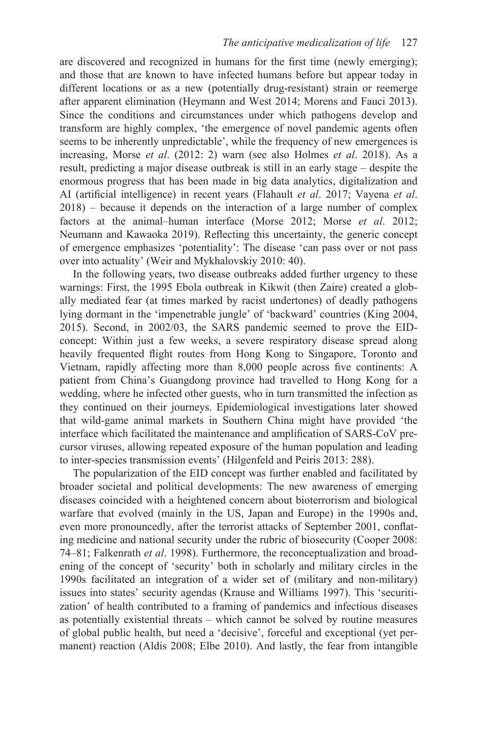are discovered and recognized in humans for the first time (newly emerging); and those that are known to have infected humans before but appear today in different locations or as a new (potentially drug-resistant) strain or reemerge after apparent elimination (Heymann and West 2014; Morens and Fauci 2013). Since the conditions and circumstances under which pathogens develop and transform are highly complex, 'the emergence of novel pandemic agents often seems to be inherently unpredictable', while the frequency of new emergences is increasing, Morse *et al*. (2012: 2) warn (see also Holmes *et al*. 2018). As a result, predicting a major disease outbreak is still in an early stage – despite the enormous progress that has been made in big data analytics, digitalization and AI (artificial intelligence) in recent years (Flahault *et al*. 2017; Vayena *et al*. 2018) – because it depends on the interaction of a large number of complex factors at the animal–human interface (Morse 2012; Morse *et al*. 2012; Neumann and Kawaoka 2019). Reflecting this uncertainty, the generic concept of emergence emphasizes 'potentiality': The disease 'can pass over or not pass over into actuality' (Weir and Mykhalovskiy 2010: 40).

In the following years, two disease outbreaks added further urgency to these warnings: First, the 1995 Ebola outbreak in Kikwit (then Zaire) created a globally mediated fear (at times marked by racist undertones) of deadly pathogens lying dormant in the 'impenetrable jungle' of 'backward' countries (King 2004, 2015). Second, in 2002/03, the SARS pandemic seemed to prove the EID-concept: Within just a few weeks, a severe respiratory disease spread along heavily frequented flight routes from Hong Kong to Singapore, Toronto and Vietnam, rapidly affecting more than 8,000 people across five continents: A patient from China's Guangdong province had travelled to Hong Kong for a wedding, where he infected other guests, who in turn transmitted the infection as they continued on their journeys. Epidemiological investigations later showed that wild-game animal markets in Southern China might have provided 'the interface which facilitated the maintenance and amplification of SARS-CoV precursor viruses, allowing repeated exposure of the human population and leading to inter-species transmission events' (Hilgenfeld and Peiris 2013: 288).

The popularization of the EID concept was further enabled and facilitated by broader societal and political developments: The new awareness of emerging diseases coincided with a heightened concern about bioterrorism and biological warfare that evolved (mainly in the US, Japan and Europe) in the 1990s and, even more pronouncedly, after the terrorist attacks of September 2001, conflating medicine and national security under the rubric of biosecurity (Cooper 2008: 74–81; Falkenrath *et al*. 1998). Furthermore, the reconceptualization and broadening of the concept of 'security' both in scholarly and military circles in the 1990s facilitated an integration of a wider set of (military and non-military) issues into states' security agendas (Krause and Williams 1997). This 'securitization' of health contributed to a framing of pandemics and infectious diseases as potentially existential threats – which cannot be solved by routine measures of global public health, but need a 'decisive', forceful and exceptional (yet permanent) reaction (Aldis 2008; Elbe 2010). And lastly, the fear from intangible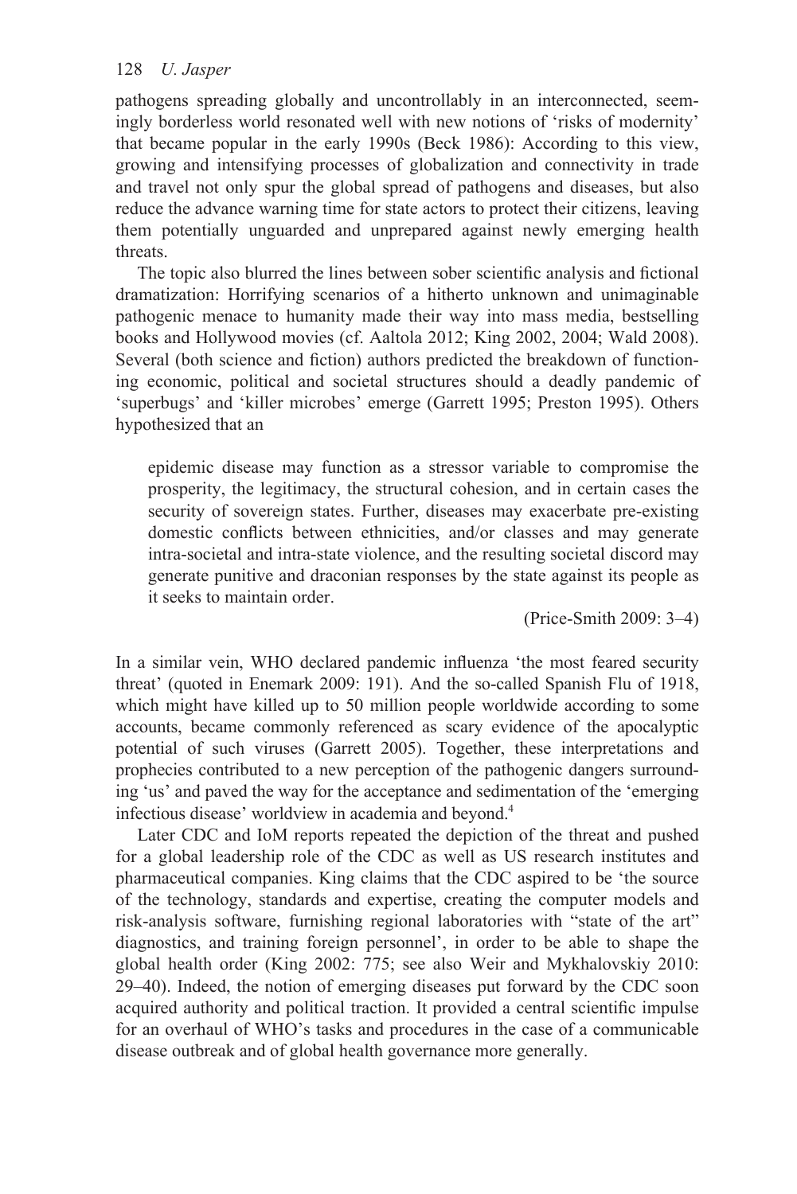pathogens spreading globally and uncontrollably in an interconnected, seemingly borderless world resonated well with new notions of 'risks of modernity' that became popular in the early 1990s (Beck 1986): According to this view, growing and intensifying processes of globalization and connectivity in trade and travel not only spur the global spread of pathogens and diseases, but also reduce the advance warning time for state actors to protect their citizens, leaving them potentially unguarded and unprepared against newly emerging health threats.

The topic also blurred the lines between sober scientific analysis and fictional dramatization: Horrifying scenarios of a hitherto unknown and unimaginable pathogenic menace to humanity made their way into mass media, bestselling books and Hollywood movies (cf. Aaltola 2012; King 2002, 2004; Wald 2008). Several (both science and fiction) authors predicted the breakdown of functioning economic, political and societal structures should a deadly pandemic of 'superbugs' and 'killer microbes' emerge (Garrett 1995; Preston 1995). Others hypothesized that an

> epidemic disease may function as a stressor variable to compromise the prosperity, the legitimacy, the structural cohesion, and in certain cases the security of sovereign states. Further, diseases may exacerbate pre-existing domestic conflicts between ethnicities, and/or classes and may generate intra-societal and intra-state violence, and the resulting societal discord may generate punitive and draconian responses by the state against its people as it seeks to maintain order.
>
> (Price-Smith 2009: 3–4)

In a similar vein, WHO declared pandemic influenza 'the most feared security threat' (quoted in Enemark 2009: 191). And the so-called Spanish Flu of 1918, which might have killed up to 50 million people worldwide according to some accounts, became commonly referenced as scary evidence of the apocalyptic potential of such viruses (Garrett 2005). Together, these interpretations and prophecies contributed to a new perception of the pathogenic dangers surrounding 'us' and paved the way for the acceptance and sedimentation of the 'emerging infectious disease' worldview in academia and beyond.[4]

Later CDC and IoM reports repeated the depiction of the threat and pushed for a global leadership role of the CDC as well as US research institutes and pharmaceutical companies. King claims that the CDC aspired to be 'the source of the technology, standards and expertise, creating the computer models and risk-analysis software, furnishing regional laboratories with "state of the art" diagnostics, and training foreign personnel', in order to be able to shape the global health order (King 2002: 775; see also Weir and Mykhalovskiy 2010: 29–40). Indeed, the notion of emerging diseases put forward by the CDC soon acquired authority and political traction. It provided a central scientific impulse for an overhaul of WHO's tasks and procedures in the case of a communicable disease outbreak and of global health governance more generally.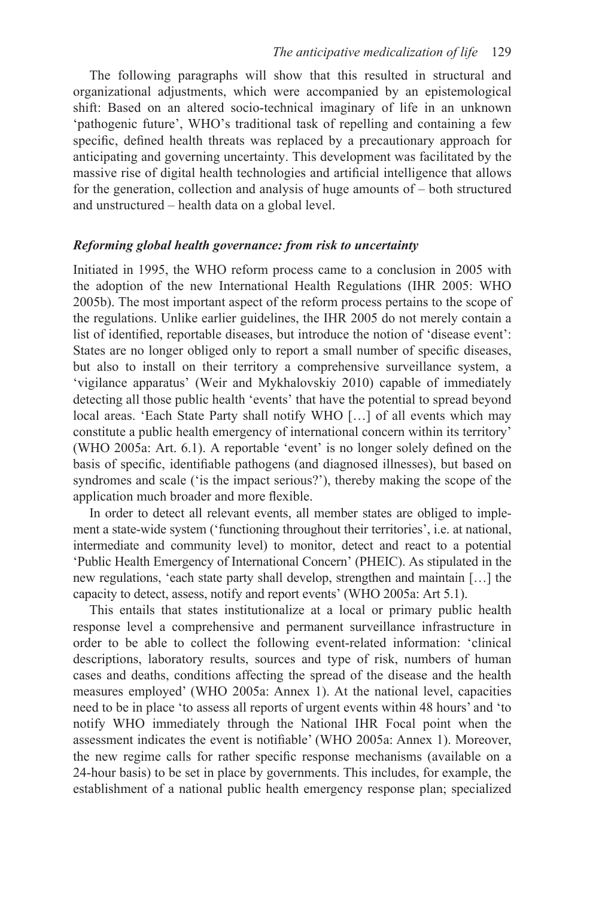The following paragraphs will show that this resulted in structural and organizational adjustments, which were accompanied by an epistemological shift: Based on an altered socio-technical imaginary of life in an unknown 'pathogenic future', WHO's traditional task of repelling and containing a few specific, defined health threats was replaced by a precautionary approach for anticipating and governing uncertainty. This development was facilitated by the massive rise of digital health technologies and artificial intelligence that allows for the generation, collection and analysis of huge amounts of – both structured and unstructured – health data on a global level.

### *Reforming global health governance: from risk to uncertainty*

Initiated in 1995, the WHO reform process came to a conclusion in 2005 with the adoption of the new International Health Regulations (IHR 2005: WHO 2005b). The most important aspect of the reform process pertains to the scope of the regulations. Unlike earlier guidelines, the IHR 2005 do not merely contain a list of identified, reportable diseases, but introduce the notion of 'disease event': States are no longer obliged only to report a small number of specific diseases, but also to install on their territory a comprehensive surveillance system, a 'vigilance apparatus' (Weir and Mykhalovskiy 2010) capable of immediately detecting all those public health 'events' that have the potential to spread beyond local areas. 'Each State Party shall notify WHO […] of all events which may constitute a public health emergency of international concern within its territory' (WHO 2005a: Art. 6.1). A reportable 'event' is no longer solely defined on the basis of specific, identifiable pathogens (and diagnosed illnesses), but based on syndromes and scale ('is the impact serious?'), thereby making the scope of the application much broader and more flexible.

In order to detect all relevant events, all member states are obliged to implement a state-wide system ('functioning throughout their territories', i.e. at national, intermediate and community level) to monitor, detect and react to a potential 'Public Health Emergency of International Concern' (PHEIC). As stipulated in the new regulations, 'each state party shall develop, strengthen and maintain […] the capacity to detect, assess, notify and report events' (WHO 2005a: Art 5.1).

This entails that states institutionalize at a local or primary public health response level a comprehensive and permanent surveillance infrastructure in order to be able to collect the following event-related information: 'clinical descriptions, laboratory results, sources and type of risk, numbers of human cases and deaths, conditions affecting the spread of the disease and the health measures employed' (WHO 2005a: Annex 1). At the national level, capacities need to be in place 'to assess all reports of urgent events within 48 hours' and 'to notify WHO immediately through the National IHR Focal point when the assessment indicates the event is notifiable' (WHO 2005a: Annex 1). Moreover, the new regime calls for rather specific response mechanisms (available on a 24-hour basis) to be set in place by governments. This includes, for example, the establishment of a national public health emergency response plan; specialized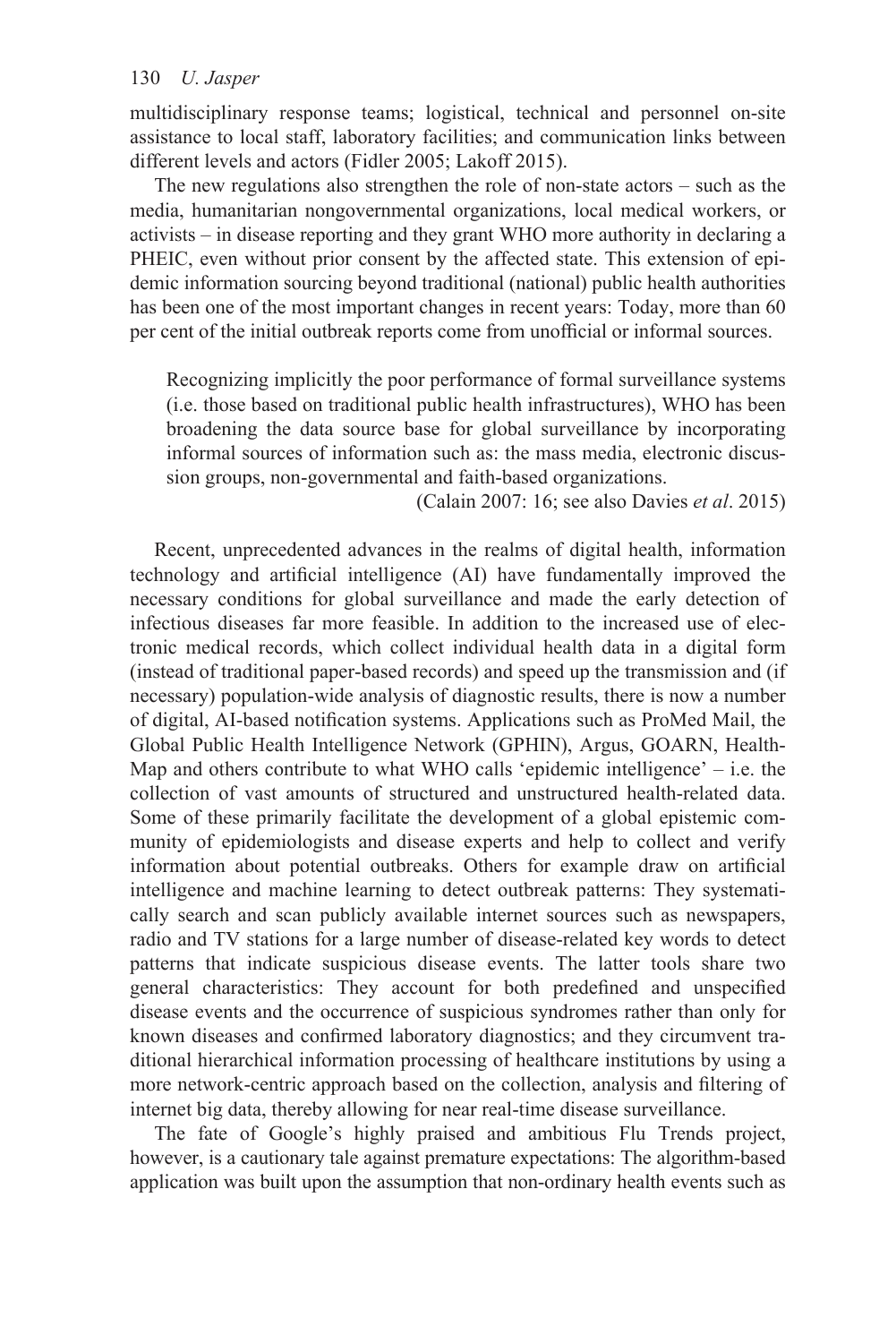multidisciplinary response teams; logistical, technical and personnel on-site assistance to local staff, laboratory facilities; and communication links between different levels and actors (Fidler 2005; Lakoff 2015).

The new regulations also strengthen the role of non-state actors – such as the media, humanitarian nongovernmental organizations, local medical workers, or activists – in disease reporting and they grant WHO more authority in declaring a PHEIC, even without prior consent by the affected state. This extension of epidemic information sourcing beyond traditional (national) public health authorities has been one of the most important changes in recent years: Today, more than 60 per cent of the initial outbreak reports come from unofficial or informal sources.

> Recognizing implicitly the poor performance of formal surveillance systems (i.e. those based on traditional public health infrastructures), WHO has been broadening the data source base for global surveillance by incorporating informal sources of information such as: the mass media, electronic discussion groups, non-governmental and faith-based organizations.
>
> (Calain 2007: 16; see also Davies *et al*. 2015)

Recent, unprecedented advances in the realms of digital health, information technology and artificial intelligence (AI) have fundamentally improved the necessary conditions for global surveillance and made the early detection of infectious diseases far more feasible. In addition to the increased use of electronic medical records, which collect individual health data in a digital form (instead of traditional paper-based records) and speed up the transmission and (if necessary) population-wide analysis of diagnostic results, there is now a number of digital, AI-based notification systems. Applications such as ProMed Mail, the Global Public Health Intelligence Network (GPHIN), Argus, GOARN, HealthMap and others contribute to what WHO calls 'epidemic intelligence' – i.e. the collection of vast amounts of structured and unstructured health-related data. Some of these primarily facilitate the development of a global epistemic community of epidemiologists and disease experts and help to collect and verify information about potential outbreaks. Others for example draw on artificial intelligence and machine learning to detect outbreak patterns: They systematically search and scan publicly available internet sources such as newspapers, radio and TV stations for a large number of disease-related key words to detect patterns that indicate suspicious disease events. The latter tools share two general characteristics: They account for both predefined and unspecified disease events and the occurrence of suspicious syndromes rather than only for known diseases and confirmed laboratory diagnostics; and they circumvent traditional hierarchical information processing of healthcare institutions by using a more network-centric approach based on the collection, analysis and filtering of internet big data, thereby allowing for near real-time disease surveillance.

The fate of Google's highly praised and ambitious Flu Trends project, however, is a cautionary tale against premature expectations: The algorithm-based application was built upon the assumption that non-ordinary health events such as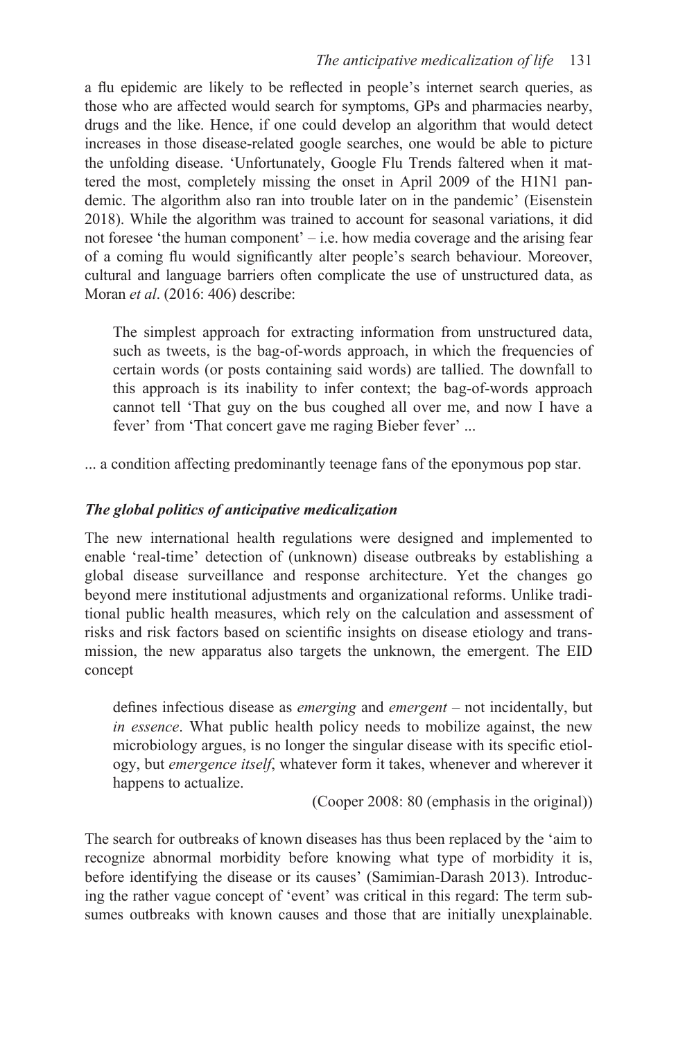a flu epidemic are likely to be reflected in people's internet search queries, as those who are affected would search for symptoms, GPs and pharmacies nearby, drugs and the like. Hence, if one could develop an algorithm that would detect increases in those disease-related google searches, one would be able to picture the unfolding disease. 'Unfortunately, Google Flu Trends faltered when it mattered the most, completely missing the onset in April 2009 of the H1N1 pandemic. The algorithm also ran into trouble later on in the pandemic' (Eisenstein 2018). While the algorithm was trained to account for seasonal variations, it did not foresee 'the human component' – i.e. how media coverage and the arising fear of a coming flu would significantly alter people's search behaviour. Moreover, cultural and language barriers often complicate the use of unstructured data, as Moran *et al*. (2016: 406) describe:

> The simplest approach for extracting information from unstructured data, such as tweets, is the bag-of-words approach, in which the frequencies of certain words (or posts containing said words) are tallied. The downfall to this approach is its inability to infer context; the bag-of-words approach cannot tell 'That guy on the bus coughed all over me, and now I have a fever' from 'That concert gave me raging Bieber fever' ...

... a condition affecting predominantly teenage fans of the eponymous pop star.

### *The global politics of anticipative medicalization*

The new international health regulations were designed and implemented to enable 'real-time' detection of (unknown) disease outbreaks by establishing a global disease surveillance and response architecture. Yet the changes go beyond mere institutional adjustments and organizational reforms. Unlike traditional public health measures, which rely on the calculation and assessment of risks and risk factors based on scientific insights on disease etiology and transmission, the new apparatus also targets the unknown, the emergent. The EID concept

> defines infectious disease as *emerging* and *emergent* – not incidentally, but *in essence*. What public health policy needs to mobilize against, the new microbiology argues, is no longer the singular disease with its specific etiology, but *emergence itself*, whatever form it takes, whenever and wherever it happens to actualize.
>
> (Cooper 2008: 80 (emphasis in the original))

The search for outbreaks of known diseases has thus been replaced by the 'aim to recognize abnormal morbidity before knowing what type of morbidity it is, before identifying the disease or its causes' (Samimian-Darash 2013). Introducing the rather vague concept of 'event' was critical in this regard: The term subsumes outbreaks with known causes and those that are initially unexplainable.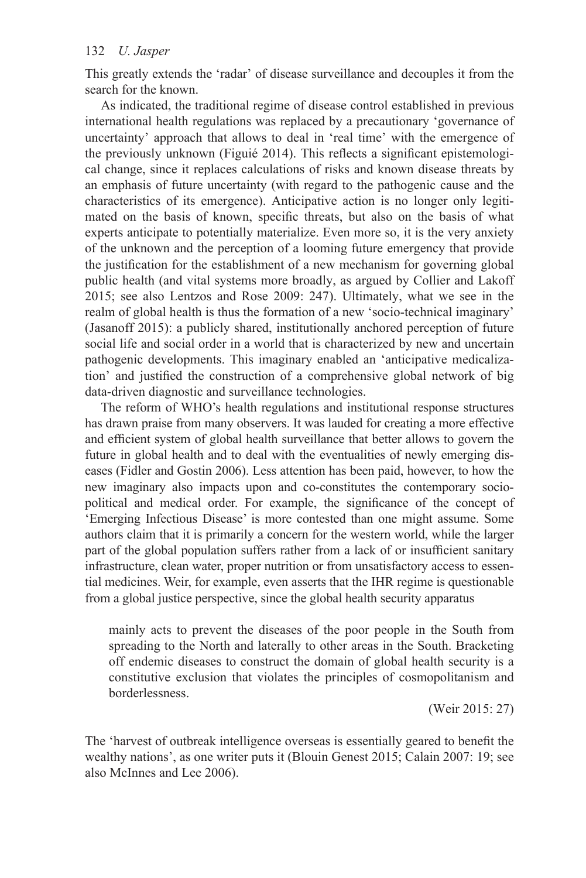This greatly extends the 'radar' of disease surveillance and decouples it from the search for the known.

As indicated, the traditional regime of disease control established in previous international health regulations was replaced by a precautionary 'governance of uncertainty' approach that allows to deal in 'real time' with the emergence of the previously unknown (Figuié 2014). This reflects a significant epistemological change, since it replaces calculations of risks and known disease threats by an emphasis of future uncertainty (with regard to the pathogenic cause and the characteristics of its emergence). Anticipative action is no longer only legitimated on the basis of known, specific threats, but also on the basis of what experts anticipate to potentially materialize. Even more so, it is the very anxiety of the unknown and the perception of a looming future emergency that provide the justification for the establishment of a new mechanism for governing global public health (and vital systems more broadly, as argued by Collier and Lakoff 2015; see also Lentzos and Rose 2009: 247). Ultimately, what we see in the realm of global health is thus the formation of a new 'socio-technical imaginary' (Jasanoff 2015): a publicly shared, institutionally anchored perception of future social life and social order in a world that is characterized by new and uncertain pathogenic developments. This imaginary enabled an 'anticipative medicalization' and justified the construction of a comprehensive global network of big data-driven diagnostic and surveillance technologies.

The reform of WHO's health regulations and institutional response structures has drawn praise from many observers. It was lauded for creating a more effective and efficient system of global health surveillance that better allows to govern the future in global health and to deal with the eventualities of newly emerging diseases (Fidler and Gostin 2006). Less attention has been paid, however, to how the new imaginary also impacts upon and co-constitutes the contemporary socio-political and medical order. For example, the significance of the concept of 'Emerging Infectious Disease' is more contested than one might assume. Some authors claim that it is primarily a concern for the western world, while the larger part of the global population suffers rather from a lack of or insufficient sanitary infrastructure, clean water, proper nutrition or from unsatisfactory access to essential medicines. Weir, for example, even asserts that the IHR regime is questionable from a global justice perspective, since the global health security apparatus

> mainly acts to prevent the diseases of the poor people in the South from spreading to the North and laterally to other areas in the South. Bracketing off endemic diseases to construct the domain of global health security is a constitutive exclusion that violates the principles of cosmopolitanism and borderlessness.
>
> (Weir 2015: 27)

The 'harvest of outbreak intelligence overseas is essentially geared to benefit the wealthy nations', as one writer puts it (Blouin Genest 2015; Calain 2007: 19; see also McInnes and Lee 2006).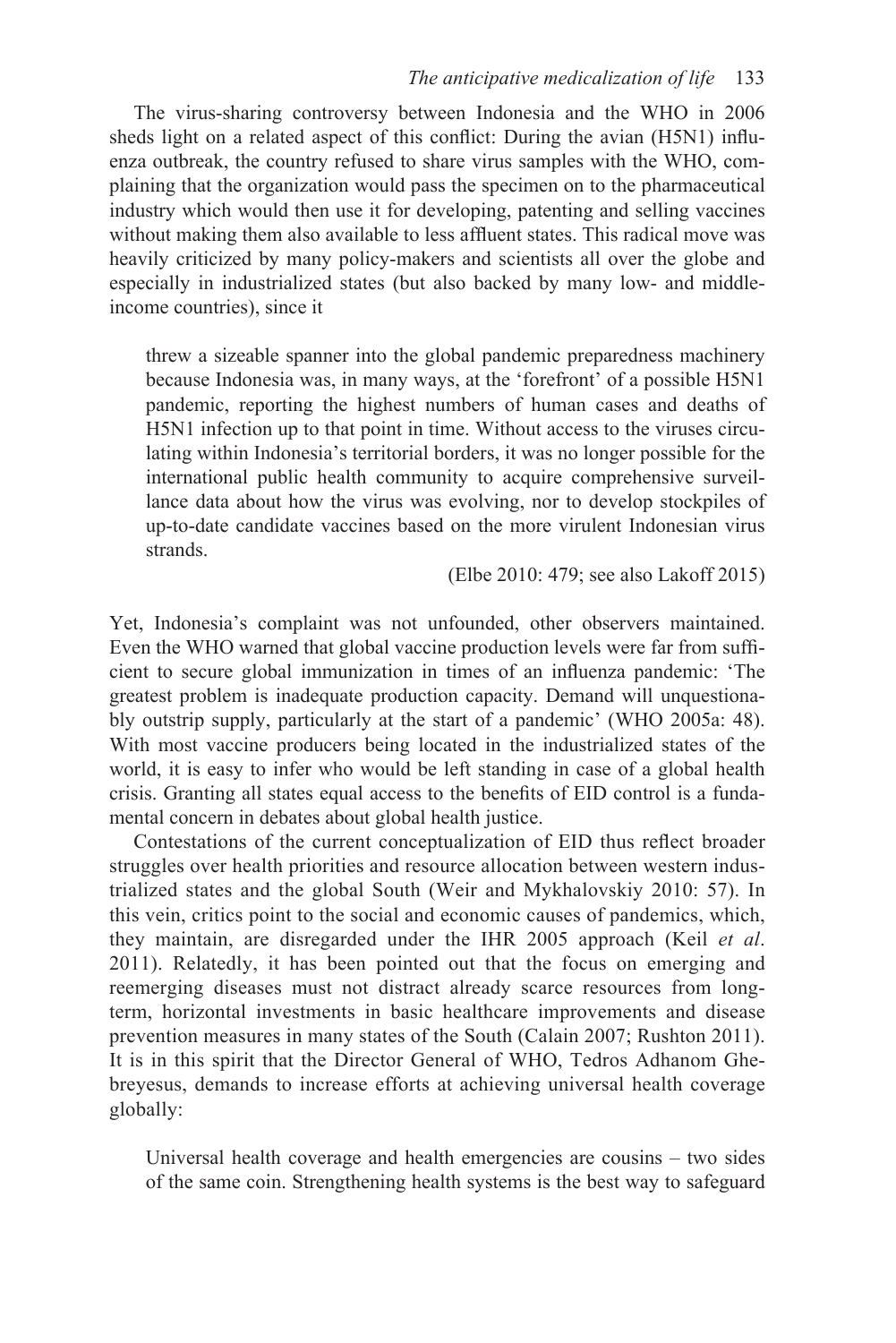The virus-sharing controversy between Indonesia and the WHO in 2006 sheds light on a related aspect of this conflict: During the avian (H5N1) influenza outbreak, the country refused to share virus samples with the WHO, complaining that the organization would pass the specimen on to the pharmaceutical industry which would then use it for developing, patenting and selling vaccines without making them also available to less affluent states. This radical move was heavily criticized by many policy-makers and scientists all over the globe and especially in industrialized states (but also backed by many low- and middle-income countries), since it

> threw a sizeable spanner into the global pandemic preparedness machinery because Indonesia was, in many ways, at the 'forefront' of a possible H5N1 pandemic, reporting the highest numbers of human cases and deaths of H5N1 infection up to that point in time. Without access to the viruses circulating within Indonesia's territorial borders, it was no longer possible for the international public health community to acquire comprehensive surveillance data about how the virus was evolving, nor to develop stockpiles of up-to-date candidate vaccines based on the more virulent Indonesian virus strands.
>
> (Elbe 2010: 479; see also Lakoff 2015)

Yet, Indonesia's complaint was not unfounded, other observers maintained. Even the WHO warned that global vaccine production levels were far from sufficient to secure global immunization in times of an influenza pandemic: 'The greatest problem is inadequate production capacity. Demand will unquestionably outstrip supply, particularly at the start of a pandemic' (WHO 2005a: 48). With most vaccine producers being located in the industrialized states of the world, it is easy to infer who would be left standing in case of a global health crisis. Granting all states equal access to the benefits of EID control is a fundamental concern in debates about global health justice.

Contestations of the current conceptualization of EID thus reflect broader struggles over health priorities and resource allocation between western industrialized states and the global South (Weir and Mykhalovskiy 2010: 57). In this vein, critics point to the social and economic causes of pandemics, which, they maintain, are disregarded under the IHR 2005 approach (Keil *et al*. 2011). Relatedly, it has been pointed out that the focus on emerging and reemerging diseases must not distract already scarce resources from long-term, horizontal investments in basic healthcare improvements and disease prevention measures in many states of the South (Calain 2007; Rushton 2011). It is in this spirit that the Director General of WHO, Tedros Adhanom Ghebreyesus, demands to increase efforts at achieving universal health coverage globally:

> Universal health coverage and health emergencies are cousins – two sides of the same coin. Strengthening health systems is the best way to safeguard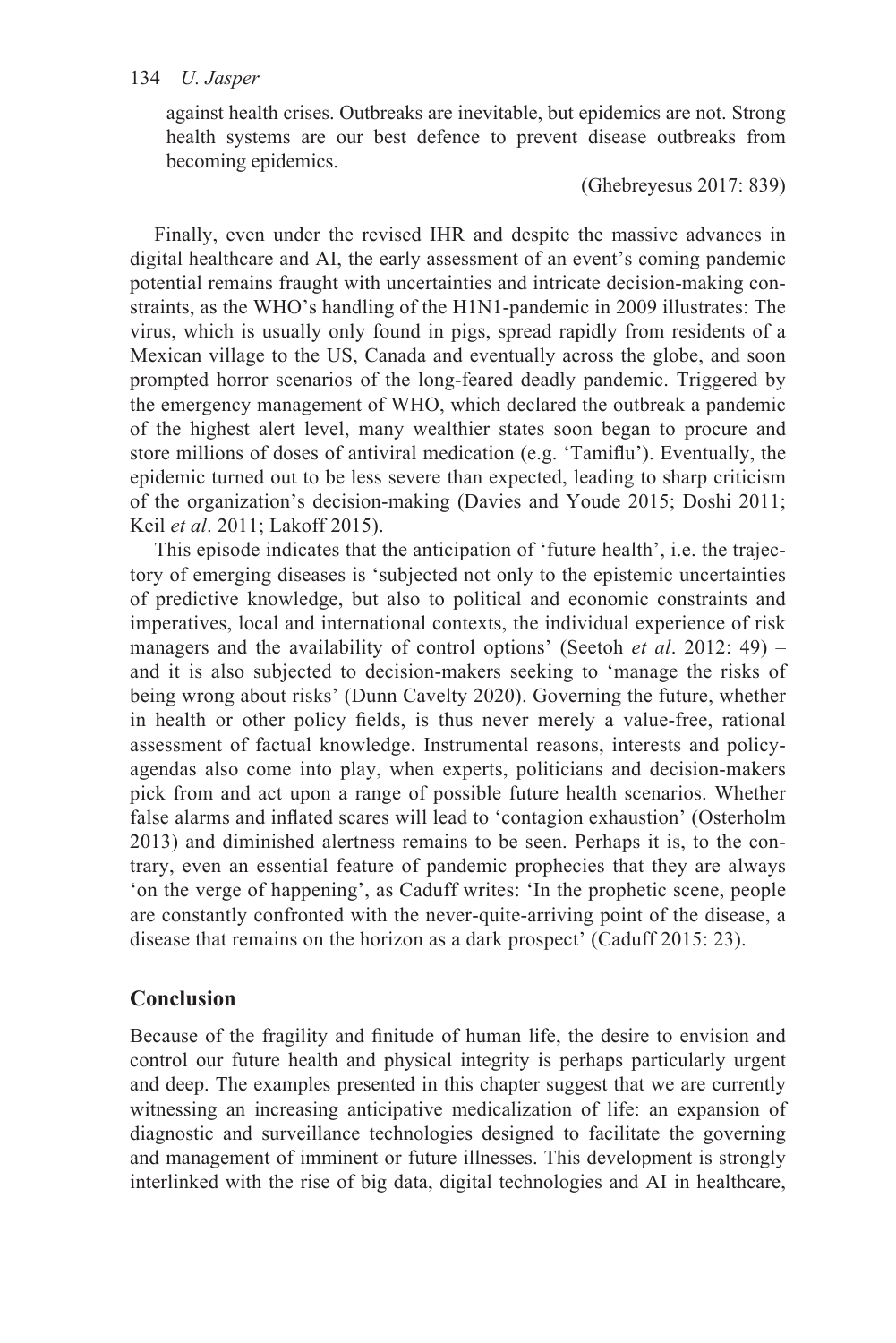against health crises. Outbreaks are inevitable, but epidemics are not. Strong health systems are our best defence to prevent disease outbreaks from becoming epidemics.

(Ghebreyesus 2017: 839)

Finally, even under the revised IHR and despite the massive advances in digital healthcare and AI, the early assessment of an event's coming pandemic potential remains fraught with uncertainties and intricate decision-making constraints, as the WHO's handling of the H1N1-pandemic in 2009 illustrates: The virus, which is usually only found in pigs, spread rapidly from residents of a Mexican village to the US, Canada and eventually across the globe, and soon prompted horror scenarios of the long-feared deadly pandemic. Triggered by the emergency management of WHO, which declared the outbreak a pandemic of the highest alert level, many wealthier states soon began to procure and store millions of doses of antiviral medication (e.g. 'Tamiflu'). Eventually, the epidemic turned out to be less severe than expected, leading to sharp criticism of the organization's decision-making (Davies and Youde 2015; Doshi 2011; Keil *et al*. 2011; Lakoff 2015).

This episode indicates that the anticipation of 'future health', i.e. the trajectory of emerging diseases is 'subjected not only to the epistemic uncertainties of predictive knowledge, but also to political and economic constraints and imperatives, local and international contexts, the individual experience of risk managers and the availability of control options' (Seetoh *et al*. 2012: 49) – and it is also subjected to decision-makers seeking to 'manage the risks of being wrong about risks' (Dunn Cavelty 2020). Governing the future, whether in health or other policy fields, is thus never merely a value-free, rational assessment of factual knowledge. Instrumental reasons, interests and policy-agendas also come into play, when experts, politicians and decision-makers pick from and act upon a range of possible future health scenarios. Whether false alarms and inflated scares will lead to 'contagion exhaustion' (Osterholm 2013) and diminished alertness remains to be seen. Perhaps it is, to the contrary, even an essential feature of pandemic prophecies that they are always 'on the verge of happening', as Caduff writes: 'In the prophetic scene, people are constantly confronted with the never-quite-arriving point of the disease, a disease that remains on the horizon as a dark prospect' (Caduff 2015: 23).

## Conclusion

Because of the fragility and finitude of human life, the desire to envision and control our future health and physical integrity is perhaps particularly urgent and deep. The examples presented in this chapter suggest that we are currently witnessing an increasing anticipative medicalization of life: an expansion of diagnostic and surveillance technologies designed to facilitate the governing and management of imminent or future illnesses. This development is strongly interlinked with the rise of big data, digital technologies and AI in healthcare,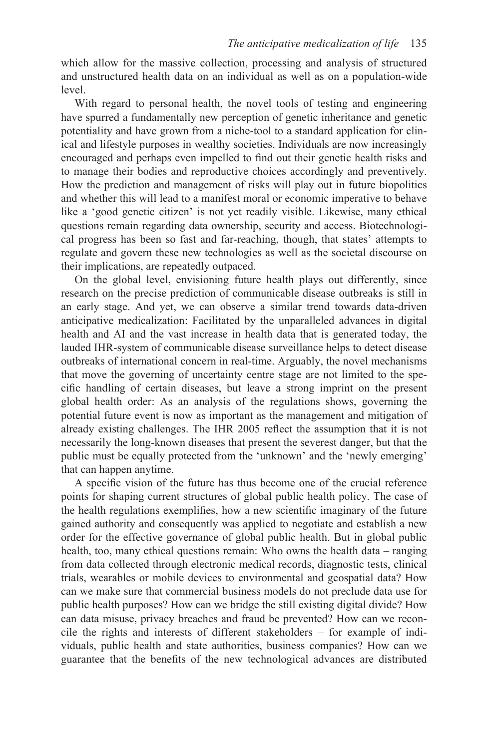which allow for the massive collection, processing and analysis of structured and unstructured health data on an individual as well as on a population-wide level.

With regard to personal health, the novel tools of testing and engineering have spurred a fundamentally new perception of genetic inheritance and genetic potentiality and have grown from a niche-tool to a standard application for clinical and lifestyle purposes in wealthy societies. Individuals are now increasingly encouraged and perhaps even impelled to find out their genetic health risks and to manage their bodies and reproductive choices accordingly and preventively. How the prediction and management of risks will play out in future biopolitics and whether this will lead to a manifest moral or economic imperative to behave like a 'good genetic citizen' is not yet readily visible. Likewise, many ethical questions remain regarding data ownership, security and access. Biotechnological progress has been so fast and far-reaching, though, that states' attempts to regulate and govern these new technologies as well as the societal discourse on their implications, are repeatedly outpaced.

On the global level, envisioning future health plays out differently, since research on the precise prediction of communicable disease outbreaks is still in an early stage. And yet, we can observe a similar trend towards data-driven anticipative medicalization: Facilitated by the unparalleled advances in digital health and AI and the vast increase in health data that is generated today, the lauded IHR-system of communicable disease surveillance helps to detect disease outbreaks of international concern in real-time. Arguably, the novel mechanisms that move the governing of uncertainty centre stage are not limited to the specific handling of certain diseases, but leave a strong imprint on the present global health order: As an analysis of the regulations shows, governing the potential future event is now as important as the management and mitigation of already existing challenges. The IHR 2005 reflect the assumption that it is not necessarily the long-known diseases that present the severest danger, but that the public must be equally protected from the 'unknown' and the 'newly emerging' that can happen anytime.

A specific vision of the future has thus become one of the crucial reference points for shaping current structures of global public health policy. The case of the health regulations exemplifies, how a new scientific imaginary of the future gained authority and consequently was applied to negotiate and establish a new order for the effective governance of global public health. But in global public health, too, many ethical questions remain: Who owns the health data – ranging from data collected through electronic medical records, diagnostic tests, clinical trials, wearables or mobile devices to environmental and geospatial data? How can we make sure that commercial business models do not preclude data use for public health purposes? How can we bridge the still existing digital divide? How can data misuse, privacy breaches and fraud be prevented? How can we reconcile the rights and interests of different stakeholders – for example of individuals, public health and state authorities, business companies? How can we guarantee that the benefits of the new technological advances are distributed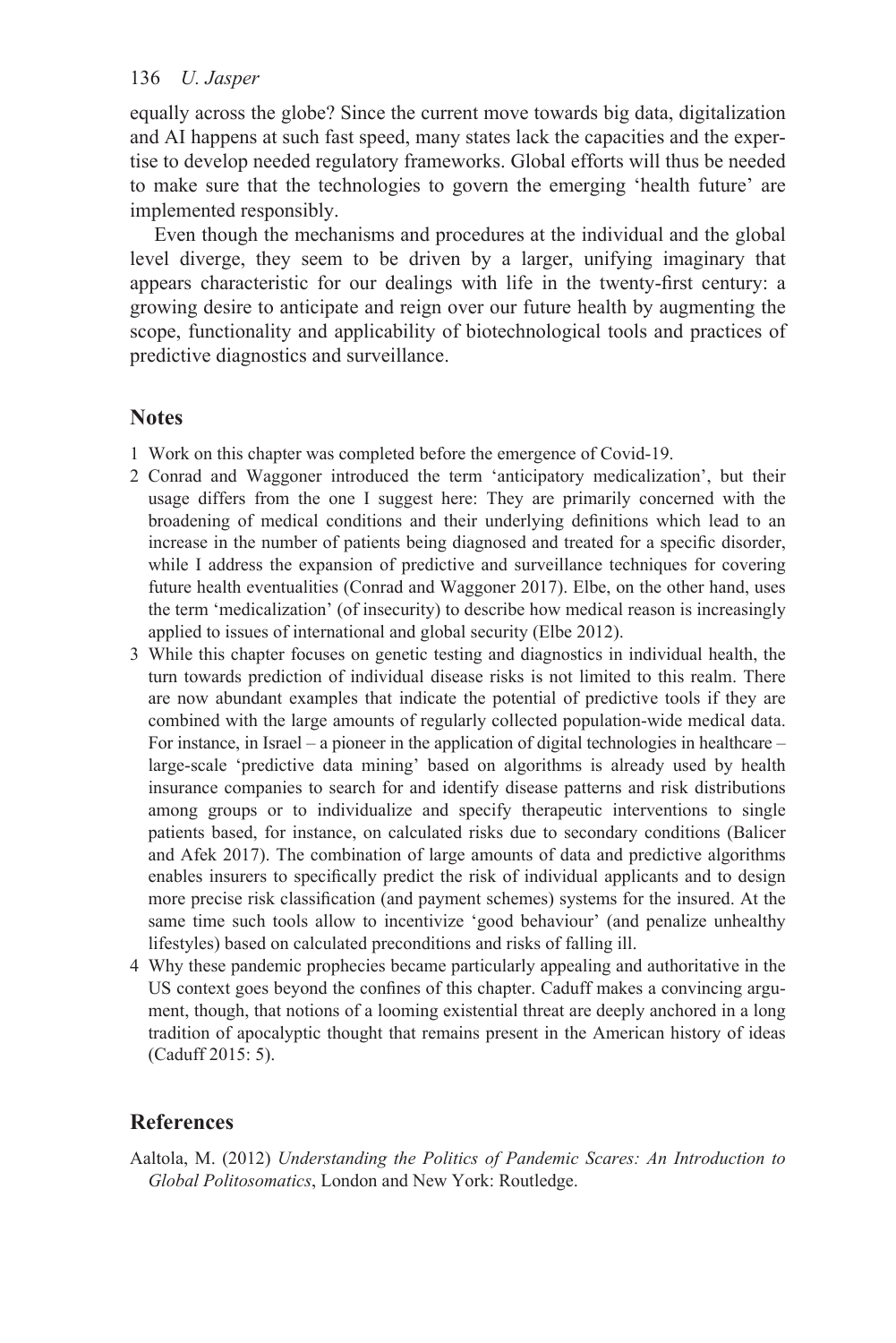equally across the globe? Since the current move towards big data, digitalization and AI happens at such fast speed, many states lack the capacities and the expertise to develop needed regulatory frameworks. Global efforts will thus be needed to make sure that the technologies to govern the emerging 'health future' are implemented responsibly.

Even though the mechanisms and procedures at the individual and the global level diverge, they seem to be driven by a larger, unifying imaginary that appears characteristic for our dealings with life in the twenty-first century: a growing desire to anticipate and reign over our future health by augmenting the scope, functionality and applicability of biotechnological tools and practices of predictive diagnostics and surveillance.

## Notes

1. Work on this chapter was completed before the emergence of Covid-19.
2. Conrad and Waggoner introduced the term 'anticipatory medicalization', but their usage differs from the one I suggest here: They are primarily concerned with the broadening of medical conditions and their underlying definitions which lead to an increase in the number of patients being diagnosed and treated for a specific disorder, while I address the expansion of predictive and surveillance techniques for covering future health eventualities (Conrad and Waggoner 2017). Elbe, on the other hand, uses the term 'medicalization' (of insecurity) to describe how medical reason is increasingly applied to issues of international and global security (Elbe 2012).
3. While this chapter focuses on genetic testing and diagnostics in individual health, the turn towards prediction of individual disease risks is not limited to this realm. There are now abundant examples that indicate the potential of predictive tools if they are combined with the large amounts of regularly collected population-wide medical data. For instance, in Israel – a pioneer in the application of digital technologies in healthcare – large-scale 'predictive data mining' based on algorithms is already used by health insurance companies to search for and identify disease patterns and risk distributions among groups or to individualize and specify therapeutic interventions to single patients based, for instance, on calculated risks due to secondary conditions (Balicer and Afek 2017). The combination of large amounts of data and predictive algorithms enables insurers to specifically predict the risk of individual applicants and to design more precise risk classification (and payment schemes) systems for the insured. At the same time such tools allow to incentivize 'good behaviour' (and penalize unhealthy lifestyles) based on calculated preconditions and risks of falling ill.
4. Why these pandemic prophecies became particularly appealing and authoritative in the US context goes beyond the confines of this chapter. Caduff makes a convincing argument, though, that notions of a looming existential threat are deeply anchored in a long tradition of apocalyptic thought that remains present in the American history of ideas (Caduff 2015: 5).

## References

Aaltola, M. (2012) *Understanding the Politics of Pandemic Scares: An Introduction to Global Politosomatics*, London and New York: Routledge.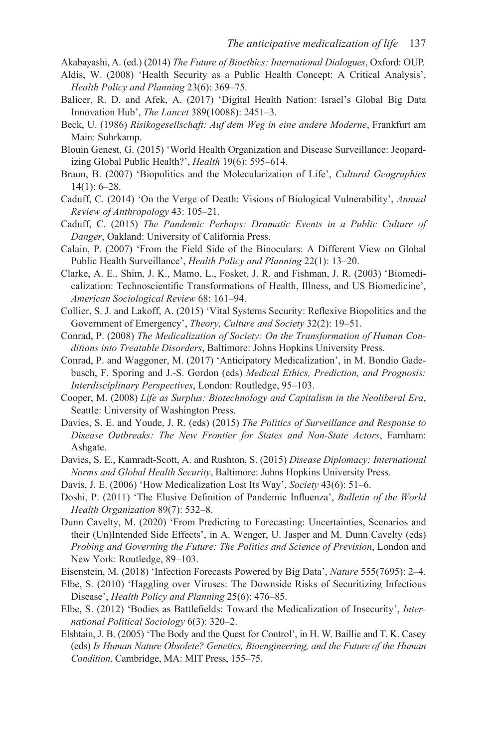Akabayashi, A. (ed.) (2014) *The Future of Bioethics: International Dialogues*, Oxford: OUP.

Aldis, W. (2008) 'Health Security as a Public Health Concept: A Critical Analysis', *Health Policy and Planning* 23(6): 369–75.

Balicer, R. D. and Afek, A. (2017) 'Digital Health Nation: Israel's Global Big Data Innovation Hub', *The Lancet* 389(10088): 2451–3.

Beck, U. (1986) *Risikogesellschaft: Auf dem Weg in eine andere Moderne*, Frankfurt am Main: Suhrkamp.

Blouin Genest, G. (2015) 'World Health Organization and Disease Surveillance: Jeopardizing Global Public Health?', *Health* 19(6): 595–614.

Braun, B. (2007) 'Biopolitics and the Molecularization of Life', *Cultural Geographies* 14(1): 6–28.

Caduff, C. (2014) 'On the Verge of Death: Visions of Biological Vulnerability', *Annual Review of Anthropology* 43: 105–21.

Caduff, C. (2015) *The Pandemic Perhaps: Dramatic Events in a Public Culture of Danger*, Oakland: University of California Press.

Calain, P. (2007) 'From the Field Side of the Binoculars: A Different View on Global Public Health Surveillance', *Health Policy and Planning* 22(1): 13–20.

Clarke, A. E., Shim, J. K., Mamo, L., Fosket, J. R. and Fishman, J. R. (2003) 'Biomedicalization: Technoscientific Transformations of Health, Illness, and US Biomedicine', *American Sociological Review* 68: 161–94.

Collier, S. J. and Lakoff, A. (2015) 'Vital Systems Security: Reflexive Biopolitics and the Government of Emergency', *Theory, Culture and Society* 32(2): 19–51.

Conrad, P. (2008) *The Medicalization of Society: On the Transformation of Human Conditions into Treatable Disorders*, Baltimore: Johns Hopkins University Press.

Conrad, P. and Waggoner, M. (2017) 'Anticipatory Medicalization', in M. Bondio Gadebusch, F. Sporing and J.-S. Gordon (eds) *Medical Ethics, Prediction, and Prognosis: Interdisciplinary Perspectives*, London: Routledge, 95–103.

Cooper, M. (2008) *Life as Surplus: Biotechnology and Capitalism in the Neoliberal Era*, Seattle: University of Washington Press.

Davies, S. E. and Youde, J. R. (eds) (2015) *The Politics of Surveillance and Response to Disease Outbreaks: The New Frontier for States and Non-State Actors*, Farnham: Ashgate.

Davies, S. E., Kamradt-Scott, A. and Rushton, S. (2015) *Disease Diplomacy: International Norms and Global Health Security*, Baltimore: Johns Hopkins University Press.

Davis, J. E. (2006) 'How Medicalization Lost Its Way', *Society* 43(6): 51–6.

Doshi, P. (2011) 'The Elusive Definition of Pandemic Influenza', *Bulletin of the World Health Organization* 89(7): 532–8.

Dunn Cavelty, M. (2020) 'From Predicting to Forecasting: Uncertainties, Scenarios and their (Un)Intended Side Effects', in A. Wenger, U. Jasper and M. Dunn Cavelty (eds) *Probing and Governing the Future: The Politics and Science of Prevision*, London and New York: Routledge, 89–103.

Eisenstein, M. (2018) 'Infection Forecasts Powered by Big Data', *Nature* 555(7695): 2–4.

Elbe, S. (2010) 'Haggling over Viruses: The Downside Risks of Securitizing Infectious Disease', *Health Policy and Planning* 25(6): 476–85.

Elbe, S. (2012) 'Bodies as Battlefields: Toward the Medicalization of Insecurity', *International Political Sociology* 6(3): 320–2.

Elshtain, J. B. (2005) 'The Body and the Quest for Control', in H. W. Baillie and T. K. Casey (eds) *Is Human Nature Obsolete? Genetics, Bioengineering, and the Future of the Human Condition*, Cambridge, MA: MIT Press, 155–75.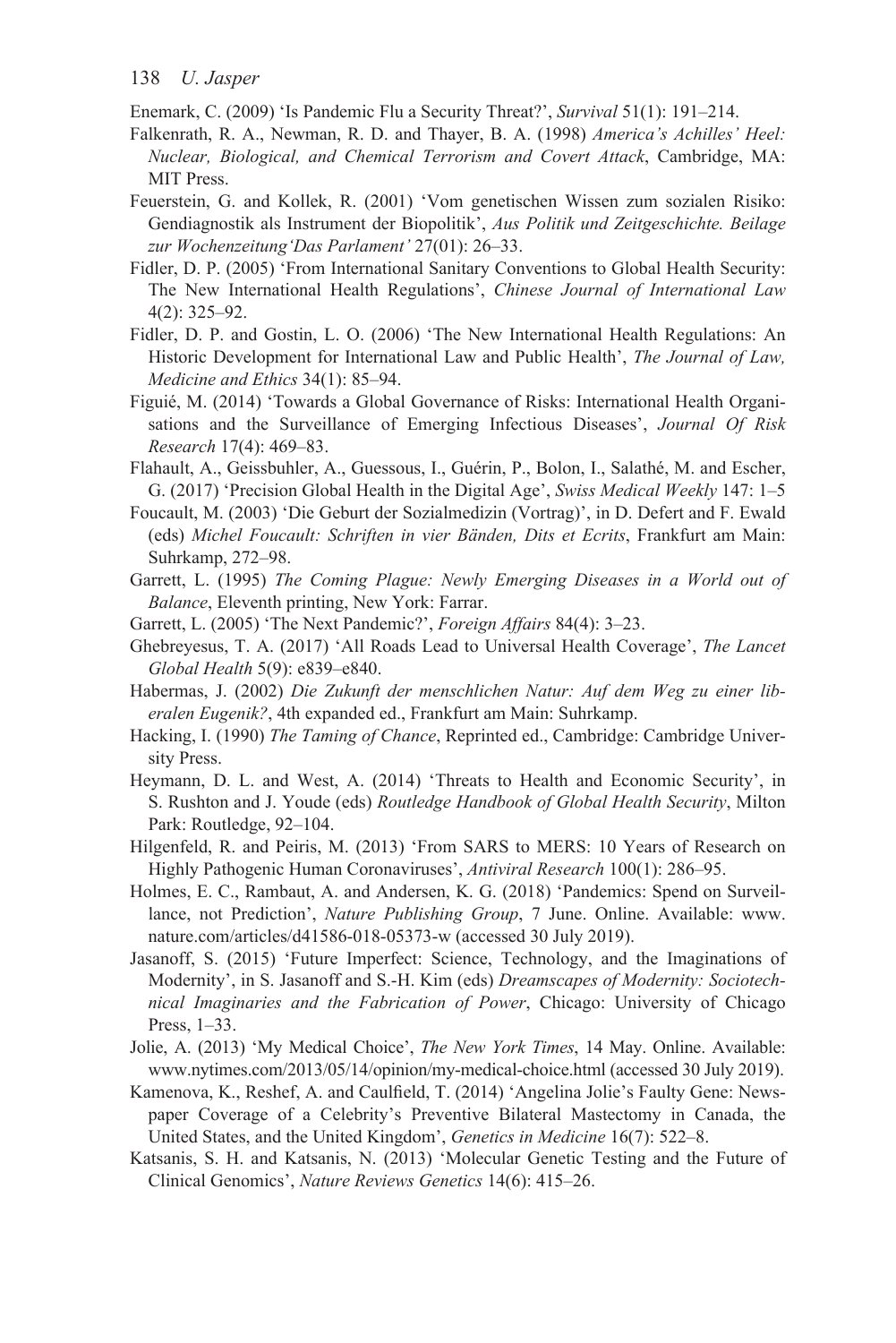Enemark, C. (2009) 'Is Pandemic Flu a Security Threat?', *Survival* 51(1): 191–214.

Falkenrath, R. A., Newman, R. D. and Thayer, B. A. (1998) *America's Achilles' Heel: Nuclear, Biological, and Chemical Terrorism and Covert Attack*, Cambridge, MA: MIT Press.

Feuerstein, G. and Kollek, R. (2001) 'Vom genetischen Wissen zum sozialen Risiko: Gendiagnostik als Instrument der Biopolitik', *Aus Politik und Zeitgeschichte. Beilage zur Wochenzeitung'Das Parlament'* 27(01): 26–33.

Fidler, D. P. (2005) 'From International Sanitary Conventions to Global Health Security: The New International Health Regulations', *Chinese Journal of International Law* 4(2): 325–92.

Fidler, D. P. and Gostin, L. O. (2006) 'The New International Health Regulations: An Historic Development for International Law and Public Health', *The Journal of Law, Medicine and Ethics* 34(1): 85–94.

Figuié, M. (2014) 'Towards a Global Governance of Risks: International Health Organisations and the Surveillance of Emerging Infectious Diseases', *Journal Of Risk Research* 17(4): 469–83.

Flahault, A., Geissbuhler, A., Guessous, I., Guérin, P., Bolon, I., Salathé, M. and Escher, G. (2017) 'Precision Global Health in the Digital Age', *Swiss Medical Weekly* 147: 1–5

Foucault, M. (2003) 'Die Geburt der Sozialmedizin (Vortrag)', in D. Defert and F. Ewald (eds) *Michel Foucault: Schriften in vier Bänden, Dits et Ecrits*, Frankfurt am Main: Suhrkamp, 272–98.

Garrett, L. (1995) *The Coming Plague: Newly Emerging Diseases in a World out of Balance*, Eleventh printing, New York: Farrar.

Garrett, L. (2005) 'The Next Pandemic?', *Foreign Affairs* 84(4): 3–23.

Ghebreyesus, T. A. (2017) 'All Roads Lead to Universal Health Coverage', *The Lancet Global Health* 5(9): e839–e840.

Habermas, J. (2002) *Die Zukunft der menschlichen Natur: Auf dem Weg zu einer liberalen Eugenik?*, 4th expanded ed., Frankfurt am Main: Suhrkamp.

Hacking, I. (1990) *The Taming of Chance*, Reprinted ed., Cambridge: Cambridge University Press.

Heymann, D. L. and West, A. (2014) 'Threats to Health and Economic Security', in S. Rushton and J. Youde (eds) *Routledge Handbook of Global Health Security*, Milton Park: Routledge, 92–104.

Hilgenfeld, R. and Peiris, M. (2013) 'From SARS to MERS: 10 Years of Research on Highly Pathogenic Human Coronaviruses', *Antiviral Research* 100(1): 286–95.

Holmes, E. C., Rambaut, A. and Andersen, K. G. (2018) 'Pandemics: Spend on Surveillance, not Prediction', *Nature Publishing Group*, 7 June. Online. Available: www.nature.com/articles/d41586-018-05373-w (accessed 30 July 2019).

Jasanoff, S. (2015) 'Future Imperfect: Science, Technology, and the Imaginations of Modernity', in S. Jasanoff and S.-H. Kim (eds) *Dreamscapes of Modernity: Sociotechnical Imaginaries and the Fabrication of Power*, Chicago: University of Chicago Press, 1–33.

Jolie, A. (2013) 'My Medical Choice', *The New York Times*, 14 May. Online. Available: www.nytimes.com/2013/05/14/opinion/my-medical-choice.html (accessed 30 July 2019).

Kamenova, K., Reshef, A. and Caulfield, T. (2014) 'Angelina Jolie's Faulty Gene: Newspaper Coverage of a Celebrity's Preventive Bilateral Mastectomy in Canada, the United States, and the United Kingdom', *Genetics in Medicine* 16(7): 522–8.

Katsanis, S. H. and Katsanis, N. (2013) 'Molecular Genetic Testing and the Future of Clinical Genomics', *Nature Reviews Genetics* 14(6): 415–26.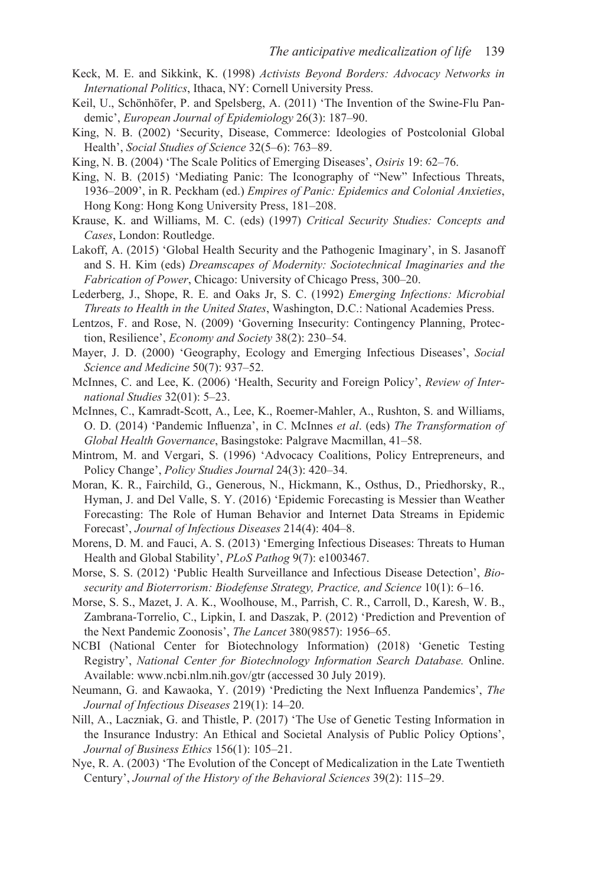Keck, M. E. and Sikkink, K. (1998) *Activists Beyond Borders: Advocacy Networks in International Politics*, Ithaca, NY: Cornell University Press.

Keil, U., Schönhöfer, P. and Spelsberg, A. (2011) 'The Invention of the Swine-Flu Pandemic', *European Journal of Epidemiology* 26(3): 187–90.

King, N. B. (2002) 'Security, Disease, Commerce: Ideologies of Postcolonial Global Health', *Social Studies of Science* 32(5–6): 763–89.

King, N. B. (2004) 'The Scale Politics of Emerging Diseases', *Osiris* 19: 62–76.

King, N. B. (2015) 'Mediating Panic: The Iconography of "New" Infectious Threats, 1936–2009', in R. Peckham (ed.) *Empires of Panic: Epidemics and Colonial Anxieties*, Hong Kong: Hong Kong University Press, 181–208.

Krause, K. and Williams, M. C. (eds) (1997) *Critical Security Studies: Concepts and Cases*, London: Routledge.

Lakoff, A. (2015) 'Global Health Security and the Pathogenic Imaginary', in S. Jasanoff and S. H. Kim (eds) *Dreamscapes of Modernity: Sociotechnical Imaginaries and the Fabrication of Power*, Chicago: University of Chicago Press, 300–20.

Lederberg, J., Shope, R. E. and Oaks Jr, S. C. (1992) *Emerging Infections: Microbial Threats to Health in the United States*, Washington, D.C.: National Academies Press.

Lentzos, F. and Rose, N. (2009) 'Governing Insecurity: Contingency Planning, Protection, Resilience', *Economy and Society* 38(2): 230–54.

Mayer, J. D. (2000) 'Geography, Ecology and Emerging Infectious Diseases', *Social Science and Medicine* 50(7): 937–52.

McInnes, C. and Lee, K. (2006) 'Health, Security and Foreign Policy', *Review of International Studies* 32(01): 5–23.

McInnes, C., Kamradt-Scott, A., Lee, K., Roemer-Mahler, A., Rushton, S. and Williams, O. D. (2014) 'Pandemic Influenza', in C. McInnes *et al*. (eds) *The Transformation of Global Health Governance*, Basingstoke: Palgrave Macmillan, 41–58.

Mintrom, M. and Vergari, S. (1996) 'Advocacy Coalitions, Policy Entrepreneurs, and Policy Change', *Policy Studies Journal* 24(3): 420–34.

Moran, K. R., Fairchild, G., Generous, N., Hickmann, K., Osthus, D., Priedhorsky, R., Hyman, J. and Del Valle, S. Y. (2016) 'Epidemic Forecasting is Messier than Weather Forecasting: The Role of Human Behavior and Internet Data Streams in Epidemic Forecast', *Journal of Infectious Diseases* 214(4): 404–8.

Morens, D. M. and Fauci, A. S. (2013) 'Emerging Infectious Diseases: Threats to Human Health and Global Stability', *PLoS Pathog* 9(7): e1003467.

Morse, S. S. (2012) 'Public Health Surveillance and Infectious Disease Detection', *Biosecurity and Bioterrorism: Biodefense Strategy, Practice, and Science* 10(1): 6–16.

Morse, S. S., Mazet, J. A. K., Woolhouse, M., Parrish, C. R., Carroll, D., Karesh, W. B., Zambrana-Torrelio, C., Lipkin, I. and Daszak, P. (2012) 'Prediction and Prevention of the Next Pandemic Zoonosis', *The Lancet* 380(9857): 1956–65.

NCBI (National Center for Biotechnology Information) (2018) 'Genetic Testing Registry', *National Center for Biotechnology Information Search Database.* Online. Available: www.ncbi.nlm.nih.gov/gtr (accessed 30 July 2019).

Neumann, G. and Kawaoka, Y. (2019) 'Predicting the Next Influenza Pandemics', *The Journal of Infectious Diseases* 219(1): 14–20.

Nill, A., Laczniak, G. and Thistle, P. (2017) 'The Use of Genetic Testing Information in the Insurance Industry: An Ethical and Societal Analysis of Public Policy Options', *Journal of Business Ethics* 156(1): 105–21.

Nye, R. A. (2003) 'The Evolution of the Concept of Medicalization in the Late Twentieth Century', *Journal of the History of the Behavioral Sciences* 39(2): 115–29.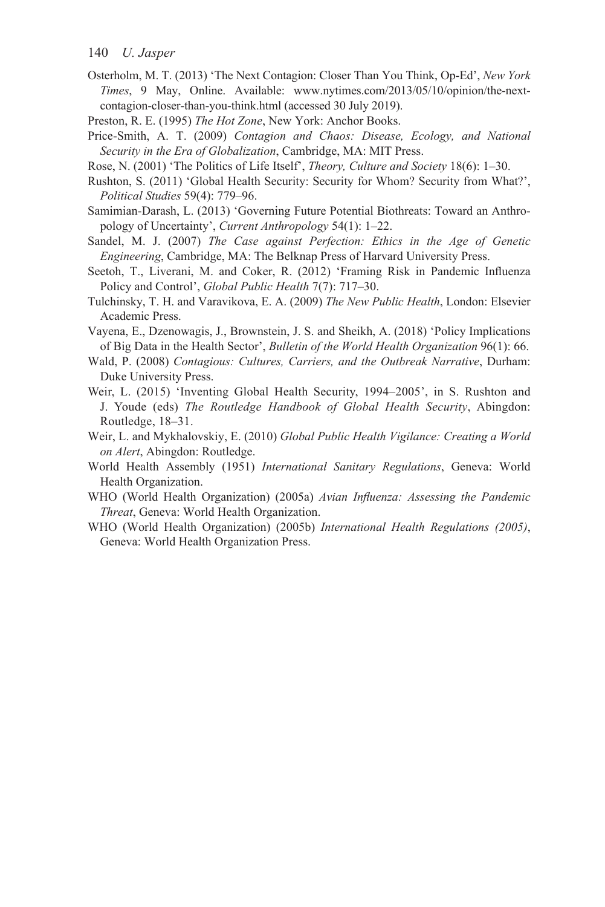Osterholm, M. T. (2013) 'The Next Contagion: Closer Than You Think, Op-Ed', *New York Times*, 9 May, Online. Available: www.nytimes.com/2013/05/10/opinion/the-next-contagion-closer-than-you-think.html (accessed 30 July 2019).

Preston, R. E. (1995) *The Hot Zone*, New York: Anchor Books.

Price-Smith, A. T. (2009) *Contagion and Chaos: Disease, Ecology, and National Security in the Era of Globalization*, Cambridge, MA: MIT Press.

Rose, N. (2001) 'The Politics of Life Itself', *Theory, Culture and Society* 18(6): 1–30.

Rushton, S. (2011) 'Global Health Security: Security for Whom? Security from What?', *Political Studies* 59(4): 779–96.

Samimian-Darash, L. (2013) 'Governing Future Potential Biothreats: Toward an Anthropology of Uncertainty', *Current Anthropology* 54(1): 1–22.

Sandel, M. J. (2007) *The Case against Perfection: Ethics in the Age of Genetic Engineering*, Cambridge, MA: The Belknap Press of Harvard University Press.

Seetoh, T., Liverani, M. and Coker, R. (2012) 'Framing Risk in Pandemic Influenza Policy and Control', *Global Public Health* 7(7): 717–30.

Tulchinsky, T. H. and Varavikova, E. A. (2009) *The New Public Health*, London: Elsevier Academic Press.

Vayena, E., Dzenowagis, J., Brownstein, J. S. and Sheikh, A. (2018) 'Policy Implications of Big Data in the Health Sector', *Bulletin of the World Health Organization* 96(1): 66.

Wald, P. (2008) *Contagious: Cultures, Carriers, and the Outbreak Narrative*, Durham: Duke University Press.

Weir, L. (2015) 'Inventing Global Health Security, 1994–2005', in S. Rushton and J. Youde (eds) *The Routledge Handbook of Global Health Security*, Abingdon: Routledge, 18–31.

Weir, L. and Mykhalovskiy, E. (2010) *Global Public Health Vigilance: Creating a World on Alert*, Abingdon: Routledge.

World Health Assembly (1951) *International Sanitary Regulations*, Geneva: World Health Organization.

WHO (World Health Organization) (2005a) *Avian Influenza: Assessing the Pandemic Threat*, Geneva: World Health Organization.

WHO (World Health Organization) (2005b) *International Health Regulations (2005)*, Geneva: World Health Organization Press.